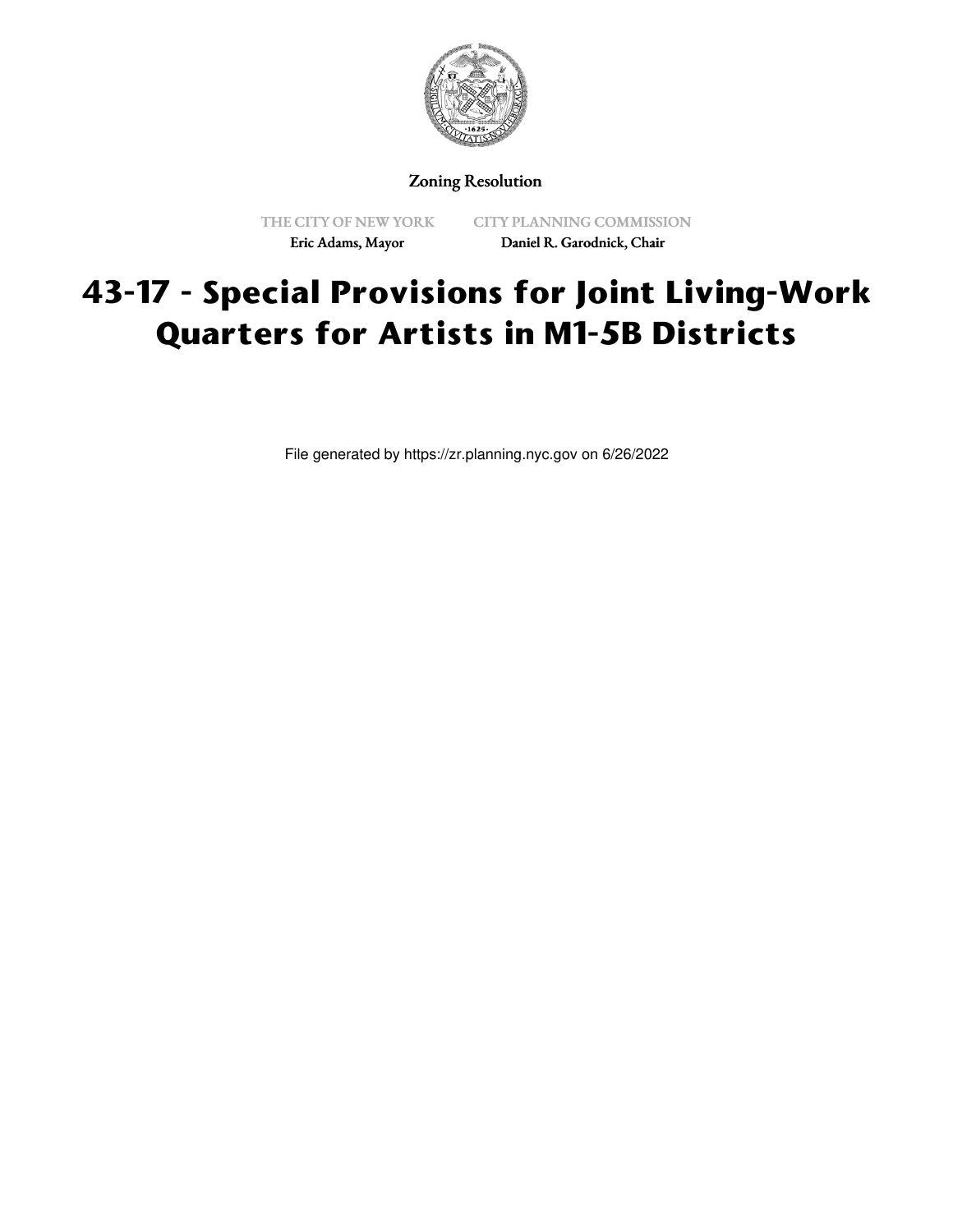Zoning Resolution

THE CITY OF NEW YORK
Eric Adams, Mayor

CITY PLANNING COMMISSION
Daniel R. Garodnick, Chair

# 43-17 - Special Provisions for Joint Living-Work Quarters for Artists in M1-5B Districts

File generated by https://zr.planning.nyc.gov on 6/26/2022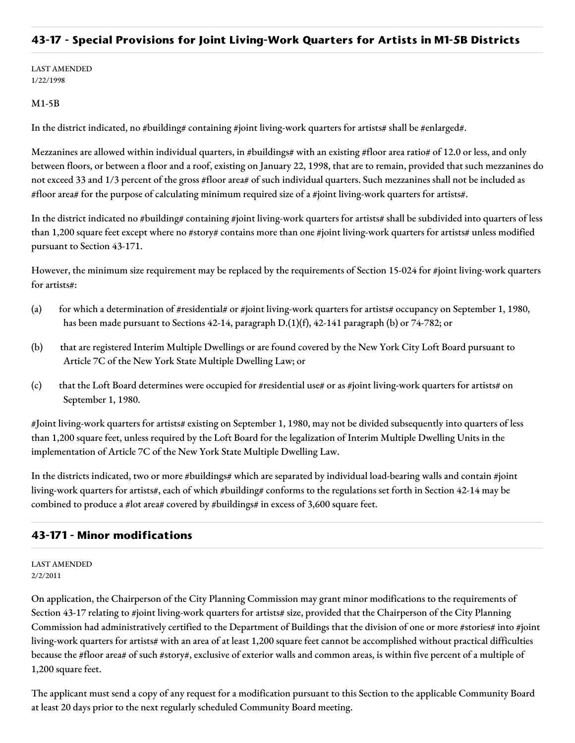## 43-17 - Special Provisions for Joint Living-Work Quarters for Artists in M1-5B Districts

LAST AMENDED
1/22/1998

M1-5B

In the district indicated, no #building# containing #joint living-work quarters for artists# shall be #enlarged#.

Mezzanines are allowed within individual quarters, in #buildings# with an existing #floor area ratio# of 12.0 or less, and only between floors, or between a floor and a roof, existing on January 22, 1998, that are to remain, provided that such mezzanines do not exceed 33 and 1/3 percent of the gross #floor area# of such individual quarters. Such mezzanines shall not be included as #floor area# for the purpose of calculating minimum required size of a #joint living-work quarters for artists#.

In the district indicated no #building# containing #joint living-work quarters for artists# shall be subdivided into quarters of less than 1,200 square feet except where no #story# contains more than one #joint living-work quarters for artists# unless modified pursuant to Section 43-171.

However, the minimum size requirement may be replaced by the requirements of Section 15-024 for #joint living-work quarters for artists#:

(a) for which a determination of #residential# or #joint living-work quarters for artists# occupancy on September 1, 1980, has been made pursuant to Sections 42-14, paragraph D.(1)(f), 42-141 paragraph (b) or 74-782; or

(b) that are registered Interim Multiple Dwellings or are found covered by the New York City Loft Board pursuant to Article 7C of the New York State Multiple Dwelling Law; or

(c) that the Loft Board determines were occupied for #residential use# or as #joint living-work quarters for artists# on September 1, 1980.

#Joint living-work quarters for artists# existing on September 1, 1980, may not be divided subsequently into quarters of less than 1,200 square feet, unless required by the Loft Board for the legalization of Interim Multiple Dwelling Units in the implementation of Article 7C of the New York State Multiple Dwelling Law.

In the districts indicated, two or more #buildings# which are separated by individual load-bearing walls and contain #joint living-work quarters for artists#, each of which #building# conforms to the regulations set forth in Section 42-14 may be combined to produce a #lot area# covered by #buildings# in excess of 3,600 square feet.

## 43-171 - Minor modifications

LAST AMENDED
2/2/2011

On application, the Chairperson of the City Planning Commission may grant minor modifications to the requirements of Section 43-17 relating to #joint living-work quarters for artists# size, provided that the Chairperson of the City Planning Commission had administratively certified to the Department of Buildings that the division of one or more #stories# into #joint living-work quarters for artists# with an area of at least 1,200 square feet cannot be accomplished without practical difficulties because the #floor area# of such #story#, exclusive of exterior walls and common areas, is within five percent of a multiple of 1,200 square feet.

The applicant must send a copy of any request for a modification pursuant to this Section to the applicable Community Board at least 20 days prior to the next regularly scheduled Community Board meeting.